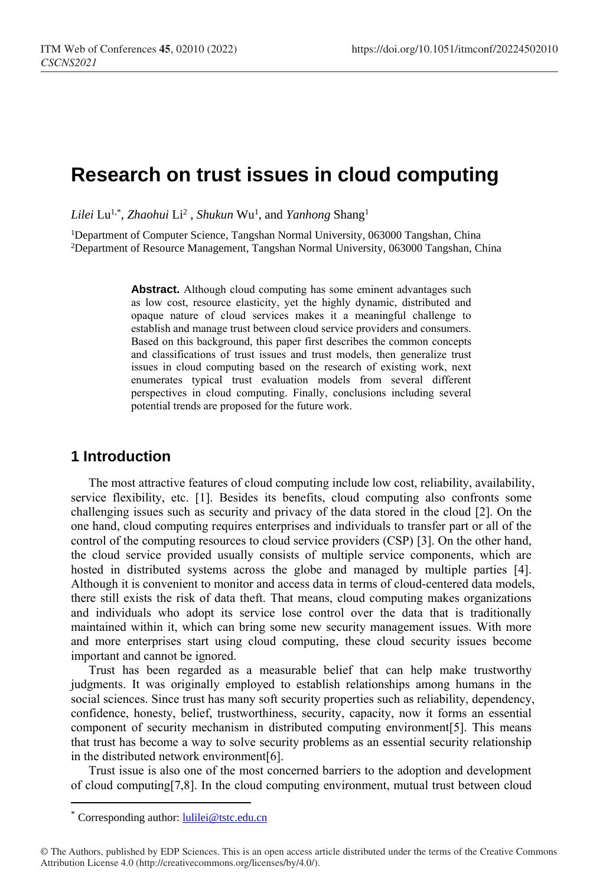# Research on trust issues in cloud computing

*Lilei* Lu[1,*], *Zhaohui* Li[2] , *Shukun* Wu[1], and *Yanhong* Shang[1]

[1]Department of Computer Science, Tangshan Normal University, 063000 Tangshan, China
[2]Department of Resource Management, Tangshan Normal University, 063000 Tangshan, China

**Abstract.** Although cloud computing has some eminent advantages such as low cost, resource elasticity, yet the highly dynamic, distributed and opaque nature of cloud services makes it a meaningful challenge to establish and manage trust between cloud service providers and consumers. Based on this background, this paper first describes the common concepts and classifications of trust issues and trust models, then generalize trust issues in cloud computing based on the research of existing work, next enumerates typical trust evaluation models from several different perspectives in cloud computing. Finally, conclusions including several potential trends are proposed for the future work.

## 1 Introduction

The most attractive features of cloud computing include low cost, reliability, availability, service flexibility, etc. [1]. Besides its benefits, cloud computing also confronts some challenging issues such as security and privacy of the data stored in the cloud [2]. On the one hand, cloud computing requires enterprises and individuals to transfer part or all of the control of the computing resources to cloud service providers (CSP) [3]. On the other hand, the cloud service provided usually consists of multiple service components, which are hosted in distributed systems across the globe and managed by multiple parties [4]. Although it is convenient to monitor and access data in terms of cloud-centered data models, there still exists the risk of data theft. That means, cloud computing makes organizations and individuals who adopt its service lose control over the data that is traditionally maintained within it, which can bring some new security management issues. With more and more enterprises start using cloud computing, these cloud security issues become important and cannot be ignored.

Trust has been regarded as a measurable belief that can help make trustworthy judgments. It was originally employed to establish relationships among humans in the social sciences. Since trust has many soft security properties such as reliability, dependency, confidence, honesty, belief, trustworthiness, security, capacity, now it forms an essential component of security mechanism in distributed computing environment[5]. This means that trust has become a way to solve security problems as an essential security relationship in the distributed network environment[6].

Trust issue is also one of the most concerned barriers to the adoption and development of cloud computing[7,8]. In the cloud computing environment, mutual trust between cloud

[*] Corresponding author: lulilei@tstc.edu.cn

© The Authors, published by EDP Sciences. This is an open access article distributed under the terms of the Creative Commons Attribution License 4.0 (http://creativecommons.org/licenses/by/4.0/).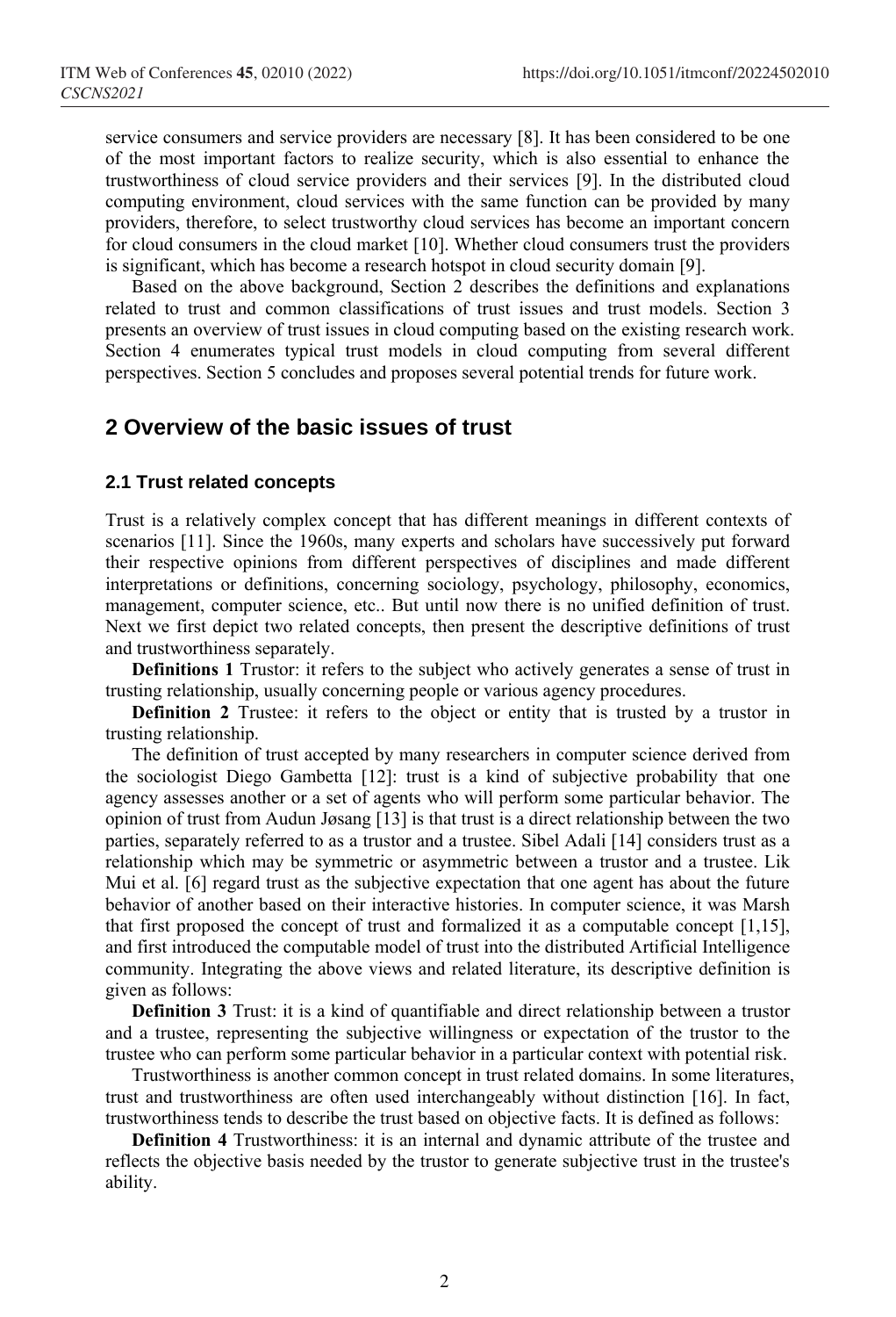service consumers and service providers are necessary [8]. It has been considered to be one of the most important factors to realize security, which is also essential to enhance the trustworthiness of cloud service providers and their services [9]. In the distributed cloud computing environment, cloud services with the same function can be provided by many providers, therefore, to select trustworthy cloud services has become an important concern for cloud consumers in the cloud market [10]. Whether cloud consumers trust the providers is significant, which has become a research hotspot in cloud security domain [9].

Based on the above background, Section 2 describes the definitions and explanations related to trust and common classifications of trust issues and trust models. Section 3 presents an overview of trust issues in cloud computing based on the existing research work. Section 4 enumerates typical trust models in cloud computing from several different perspectives. Section 5 concludes and proposes several potential trends for future work.

## 2 Overview of the basic issues of trust

### 2.1 Trust related concepts

Trust is a relatively complex concept that has different meanings in different contexts of scenarios [11]. Since the 1960s, many experts and scholars have successively put forward their respective opinions from different perspectives of disciplines and made different interpretations or definitions, concerning sociology, psychology, philosophy, economics, management, computer science, etc.. But until now there is no unified definition of trust. Next we first depict two related concepts, then present the descriptive definitions of trust and trustworthiness separately.

**Definitions 1** Trustor: it refers to the subject who actively generates a sense of trust in trusting relationship, usually concerning people or various agency procedures.

**Definition 2** Trustee: it refers to the object or entity that is trusted by a trustor in trusting relationship.

The definition of trust accepted by many researchers in computer science derived from the sociologist Diego Gambetta [12]: trust is a kind of subjective probability that one agency assesses another or a set of agents who will perform some particular behavior. The opinion of trust from Audun Jøsang [13] is that trust is a direct relationship between the two parties, separately referred to as a trustor and a trustee. Sibel Adali [14] considers trust as a relationship which may be symmetric or asymmetric between a trustor and a trustee. Lik Mui et al. [6] regard trust as the subjective expectation that one agent has about the future behavior of another based on their interactive histories. In computer science, it was Marsh that first proposed the concept of trust and formalized it as a computable concept [1,15], and first introduced the computable model of trust into the distributed Artificial Intelligence community. Integrating the above views and related literature, its descriptive definition is given as follows:

**Definition 3** Trust: it is a kind of quantifiable and direct relationship between a trustor and a trustee, representing the subjective willingness or expectation of the trustor to the trustee who can perform some particular behavior in a particular context with potential risk.

Trustworthiness is another common concept in trust related domains. In some literatures, trust and trustworthiness are often used interchangeably without distinction [16]. In fact, trustworthiness tends to describe the trust based on objective facts. It is defined as follows:

**Definition 4** Trustworthiness: it is an internal and dynamic attribute of the trustee and reflects the objective basis needed by the trustor to generate subjective trust in the trustee's ability.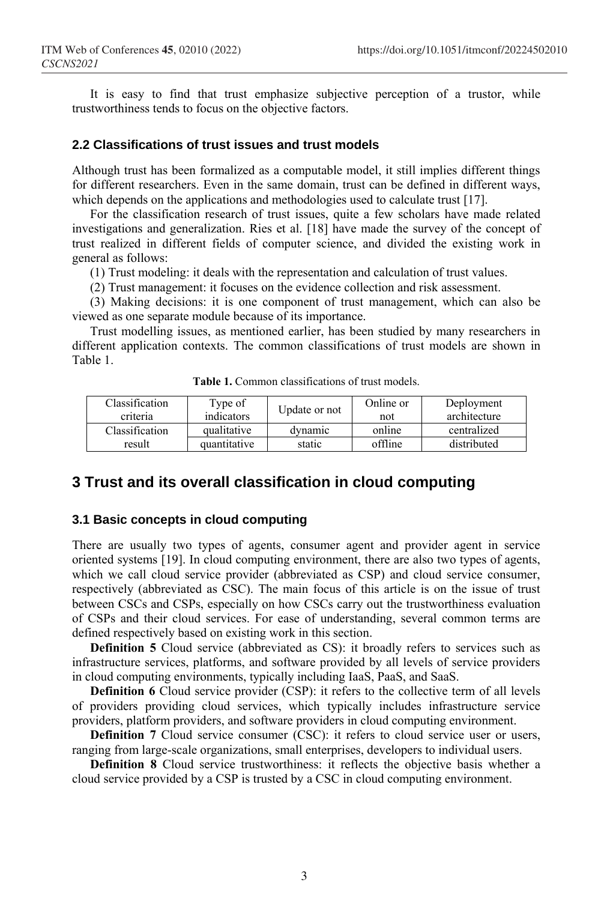It is easy to find that trust emphasize subjective perception of a trustor, while trustworthiness tends to focus on the objective factors.

### 2.2 Classifications of trust issues and trust models

Although trust has been formalized as a computable model, it still implies different things for different researchers. Even in the same domain, trust can be defined in different ways, which depends on the applications and methodologies used to calculate trust [17].

For the classification research of trust issues, quite a few scholars have made related investigations and generalization. Ries et al. [18] have made the survey of the concept of trust realized in different fields of computer science, and divided the existing work in general as follows:

(1) Trust modeling: it deals with the representation and calculation of trust values.

(2) Trust management: it focuses on the evidence collection and risk assessment.

(3) Making decisions: it is one component of trust management, which can also be viewed as one separate module because of its importance.

Trust modelling issues, as mentioned earlier, has been studied by many researchers in different application contexts. The common classifications of trust models are shown in Table 1.

**Table 1.** Common classifications of trust models.

| Classification criteria | Type of indicators | Update or not | Online or not | Deployment architecture |
|---|---|---|---|---|
| Classification result | qualitative | dynamic | online | centralized |
| | quantitative | static | offline | distributed |

## 3 Trust and its overall classification in cloud computing

### 3.1 Basic concepts in cloud computing

There are usually two types of agents, consumer agent and provider agent in service oriented systems [19]. In cloud computing environment, there are also two types of agents, which we call cloud service provider (abbreviated as CSP) and cloud service consumer, respectively (abbreviated as CSC). The main focus of this article is on the issue of trust between CSCs and CSPs, especially on how CSCs carry out the trustworthiness evaluation of CSPs and their cloud services. For ease of understanding, several common terms are defined respectively based on existing work in this section.

**Definition 5** Cloud service (abbreviated as CS): it broadly refers to services such as infrastructure services, platforms, and software provided by all levels of service providers in cloud computing environments, typically including IaaS, PaaS, and SaaS.

**Definition 6** Cloud service provider (CSP): it refers to the collective term of all levels of providers providing cloud services, which typically includes infrastructure service providers, platform providers, and software providers in cloud computing environment.

**Definition 7** Cloud service consumer (CSC): it refers to cloud service user or users, ranging from large-scale organizations, small enterprises, developers to individual users.

**Definition 8** Cloud service trustworthiness: it reflects the objective basis whether a cloud service provided by a CSP is trusted by a CSC in cloud computing environment.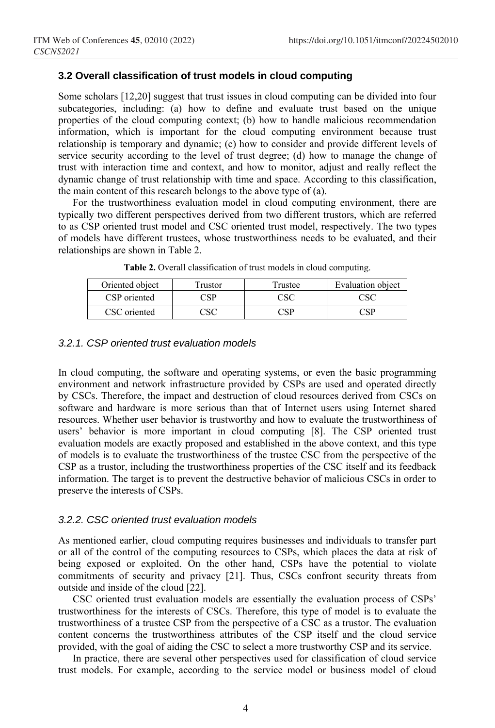### 3.2 Overall classification of trust models in cloud computing

Some scholars [12,20] suggest that trust issues in cloud computing can be divided into four subcategories, including: (a) how to define and evaluate trust based on the unique properties of the cloud computing context; (b) how to handle malicious recommendation information, which is important for the cloud computing environment because trust relationship is temporary and dynamic; (c) how to consider and provide different levels of service security according to the level of trust degree; (d) how to manage the change of trust with interaction time and context, and how to monitor, adjust and really reflect the dynamic change of trust relationship with time and space. According to this classification, the main content of this research belongs to the above type of (a).

For the trustworthiness evaluation model in cloud computing environment, there are typically two different perspectives derived from two different trustors, which are referred to as CSP oriented trust model and CSC oriented trust model, respectively. The two types of models have different trustees, whose trustworthiness needs to be evaluated, and their relationships are shown in Table 2.

**Table 2.** Overall classification of trust models in cloud computing.

| Oriented object | Trustor | Trustee | Evaluation object |
|---|---|---|---|
| CSP oriented | CSP | CSC | CSC |
| CSC oriented | CSC | CSP | CSP |

#### *3.2.1. CSP oriented trust evaluation models*

In cloud computing, the software and operating systems, or even the basic programming environment and network infrastructure provided by CSPs are used and operated directly by CSCs. Therefore, the impact and destruction of cloud resources derived from CSCs on software and hardware is more serious than that of Internet users using Internet shared resources. Whether user behavior is trustworthy and how to evaluate the trustworthiness of users' behavior is more important in cloud computing [8]. The CSP oriented trust evaluation models are exactly proposed and established in the above context, and this type of models is to evaluate the trustworthiness of the trustee CSC from the perspective of the CSP as a trustor, including the trustworthiness properties of the CSC itself and its feedback information. The target is to prevent the destructive behavior of malicious CSCs in order to preserve the interests of CSPs.

#### *3.2.2. CSC oriented trust evaluation models*

As mentioned earlier, cloud computing requires businesses and individuals to transfer part or all of the control of the computing resources to CSPs, which places the data at risk of being exposed or exploited. On the other hand, CSPs have the potential to violate commitments of security and privacy [21]. Thus, CSCs confront security threats from outside and inside of the cloud [22].

CSC oriented trust evaluation models are essentially the evaluation process of CSPs' trustworthiness for the interests of CSCs. Therefore, this type of model is to evaluate the trustworthiness of a trustee CSP from the perspective of a CSC as a trustor. The evaluation content concerns the trustworthiness attributes of the CSP itself and the cloud service provided, with the goal of aiding the CSC to select a more trustworthy CSP and its service.

In practice, there are several other perspectives used for classification of cloud service trust models. For example, according to the service model or business model of cloud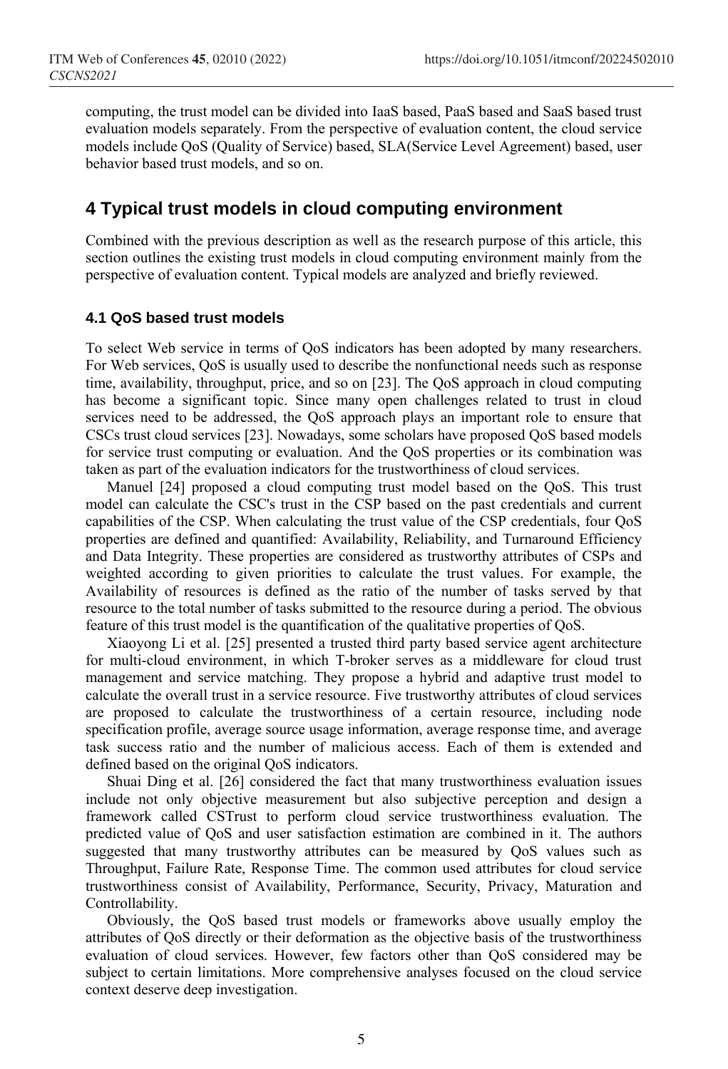computing, the trust model can be divided into IaaS based, PaaS based and SaaS based trust evaluation models separately. From the perspective of evaluation content, the cloud service models include QoS (Quality of Service) based, SLA(Service Level Agreement) based, user behavior based trust models, and so on.

## 4 Typical trust models in cloud computing environment

Combined with the previous description as well as the research purpose of this article, this section outlines the existing trust models in cloud computing environment mainly from the perspective of evaluation content. Typical models are analyzed and briefly reviewed.

### 4.1 QoS based trust models

To select Web service in terms of QoS indicators has been adopted by many researchers. For Web services, QoS is usually used to describe the nonfunctional needs such as response time, availability, throughput, price, and so on [23]. The QoS approach in cloud computing has become a significant topic. Since many open challenges related to trust in cloud services need to be addressed, the QoS approach plays an important role to ensure that CSCs trust cloud services [23]. Nowadays, some scholars have proposed QoS based models for service trust computing or evaluation. And the QoS properties or its combination was taken as part of the evaluation indicators for the trustworthiness of cloud services.

Manuel [24] proposed a cloud computing trust model based on the QoS. This trust model can calculate the CSC's trust in the CSP based on the past credentials and current capabilities of the CSP. When calculating the trust value of the CSP credentials, four QoS properties are defined and quantified: Availability, Reliability, and Turnaround Efficiency and Data Integrity. These properties are considered as trustworthy attributes of CSPs and weighted according to given priorities to calculate the trust values. For example, the Availability of resources is defined as the ratio of the number of tasks served by that resource to the total number of tasks submitted to the resource during a period. The obvious feature of this trust model is the quantification of the qualitative properties of QoS.

Xiaoyong Li et al. [25] presented a trusted third party based service agent architecture for multi-cloud environment, in which T-broker serves as a middleware for cloud trust management and service matching. They propose a hybrid and adaptive trust model to calculate the overall trust in a service resource. Five trustworthy attributes of cloud services are proposed to calculate the trustworthiness of a certain resource, including node specification profile, average source usage information, average response time, and average task success ratio and the number of malicious access. Each of them is extended and defined based on the original QoS indicators.

Shuai Ding et al. [26] considered the fact that many trustworthiness evaluation issues include not only objective measurement but also subjective perception and design a framework called CSTrust to perform cloud service trustworthiness evaluation. The predicted value of QoS and user satisfaction estimation are combined in it. The authors suggested that many trustworthy attributes can be measured by QoS values such as Throughput, Failure Rate, Response Time. The common used attributes for cloud service trustworthiness consist of Availability, Performance, Security, Privacy, Maturation and Controllability.

Obviously, the QoS based trust models or frameworks above usually employ the attributes of QoS directly or their deformation as the objective basis of the trustworthiness evaluation of cloud services. However, few factors other than QoS considered may be subject to certain limitations. More comprehensive analyses focused on the cloud service context deserve deep investigation.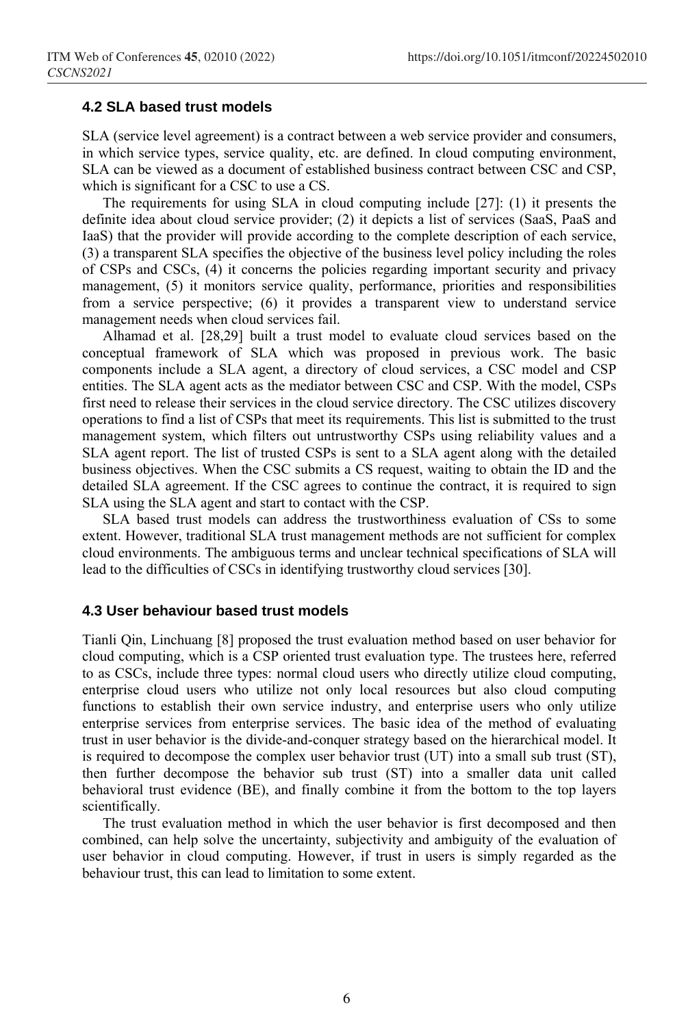### 4.2 SLA based trust models

SLA (service level agreement) is a contract between a web service provider and consumers, in which service types, service quality, etc. are defined. In cloud computing environment, SLA can be viewed as a document of established business contract between CSC and CSP, which is significant for a CSC to use a CS.

The requirements for using SLA in cloud computing include [27]: (1) it presents the definite idea about cloud service provider; (2) it depicts a list of services (SaaS, PaaS and IaaS) that the provider will provide according to the complete description of each service, (3) a transparent SLA specifies the objective of the business level policy including the roles of CSPs and CSCs, (4) it concerns the policies regarding important security and privacy management, (5) it monitors service quality, performance, priorities and responsibilities from a service perspective; (6) it provides a transparent view to understand service management needs when cloud services fail.

Alhamad et al. [28,29] built a trust model to evaluate cloud services based on the conceptual framework of SLA which was proposed in previous work. The basic components include a SLA agent, a directory of cloud services, a CSC model and CSP entities. The SLA agent acts as the mediator between CSC and CSP. With the model, CSPs first need to release their services in the cloud service directory. The CSC utilizes discovery operations to find a list of CSPs that meet its requirements. This list is submitted to the trust management system, which filters out untrustworthy CSPs using reliability values and a SLA agent report. The list of trusted CSPs is sent to a SLA agent along with the detailed business objectives. When the CSC submits a CS request, waiting to obtain the ID and the detailed SLA agreement. If the CSC agrees to continue the contract, it is required to sign SLA using the SLA agent and start to contact with the CSP.

SLA based trust models can address the trustworthiness evaluation of CSs to some extent. However, traditional SLA trust management methods are not sufficient for complex cloud environments. The ambiguous terms and unclear technical specifications of SLA will lead to the difficulties of CSCs in identifying trustworthy cloud services [30].

### 4.3 User behaviour based trust models

Tianli Qin, Linchuang [8] proposed the trust evaluation method based on user behavior for cloud computing, which is a CSP oriented trust evaluation type. The trustees here, referred to as CSCs, include three types: normal cloud users who directly utilize cloud computing, enterprise cloud users who utilize not only local resources but also cloud computing functions to establish their own service industry, and enterprise users who only utilize enterprise services from enterprise services. The basic idea of the method of evaluating trust in user behavior is the divide-and-conquer strategy based on the hierarchical model. It is required to decompose the complex user behavior trust (UT) into a small sub trust (ST), then further decompose the behavior sub trust (ST) into a smaller data unit called behavioral trust evidence (BE), and finally combine it from the bottom to the top layers scientifically.

The trust evaluation method in which the user behavior is first decomposed and then combined, can help solve the uncertainty, subjectivity and ambiguity of the evaluation of user behavior in cloud computing. However, if trust in users is simply regarded as the behaviour trust, this can lead to limitation to some extent.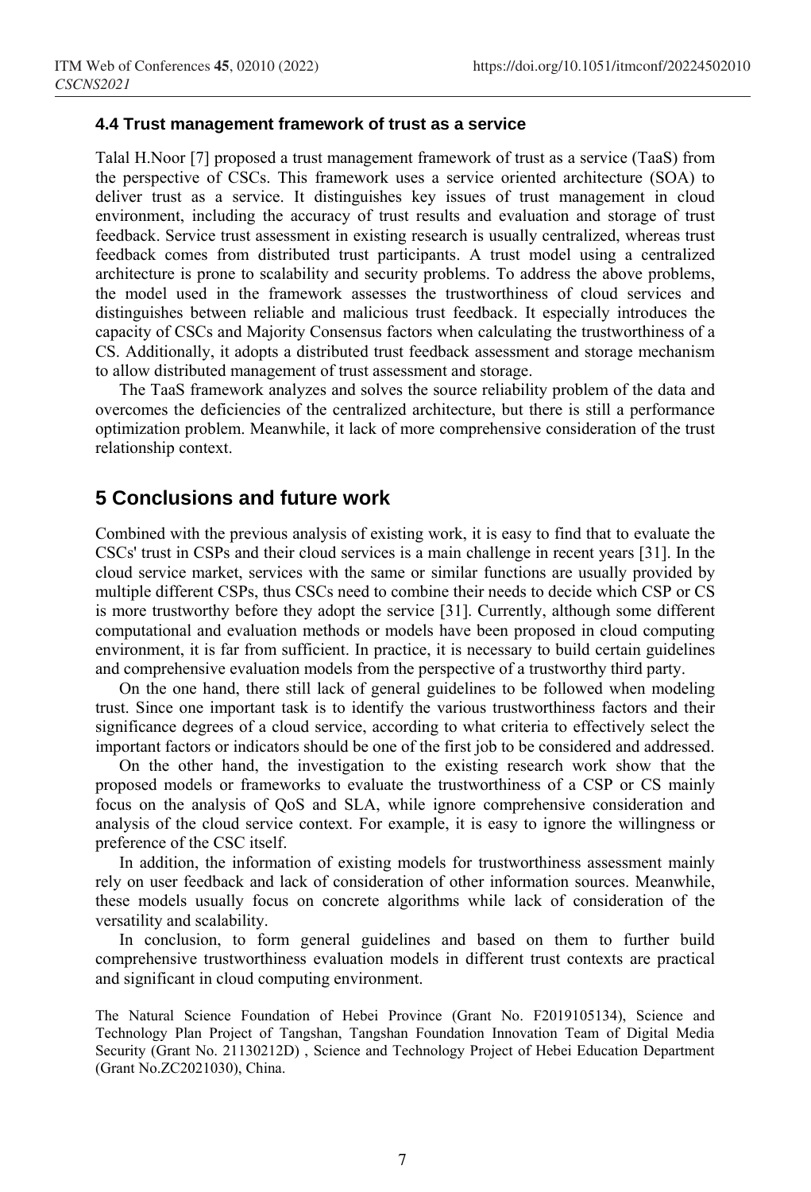### 4.4 Trust management framework of trust as a service

Talal H.Noor [7] proposed a trust management framework of trust as a service (TaaS) from the perspective of CSCs. This framework uses a service oriented architecture (SOA) to deliver trust as a service. It distinguishes key issues of trust management in cloud environment, including the accuracy of trust results and evaluation and storage of trust feedback. Service trust assessment in existing research is usually centralized, whereas trust feedback comes from distributed trust participants. A trust model using a centralized architecture is prone to scalability and security problems. To address the above problems, the model used in the framework assesses the trustworthiness of cloud services and distinguishes between reliable and malicious trust feedback. It especially introduces the capacity of CSCs and Majority Consensus factors when calculating the trustworthiness of a CS. Additionally, it adopts a distributed trust feedback assessment and storage mechanism to allow distributed management of trust assessment and storage.

The TaaS framework analyzes and solves the source reliability problem of the data and overcomes the deficiencies of the centralized architecture, but there is still a performance optimization problem. Meanwhile, it lack of more comprehensive consideration of the trust relationship context.

## 5 Conclusions and future work

Combined with the previous analysis of existing work, it is easy to find that to evaluate the CSCs' trust in CSPs and their cloud services is a main challenge in recent years [31]. In the cloud service market, services with the same or similar functions are usually provided by multiple different CSPs, thus CSCs need to combine their needs to decide which CSP or CS is more trustworthy before they adopt the service [31]. Currently, although some different computational and evaluation methods or models have been proposed in cloud computing environment, it is far from sufficient. In practice, it is necessary to build certain guidelines and comprehensive evaluation models from the perspective of a trustworthy third party.

On the one hand, there still lack of general guidelines to be followed when modeling trust. Since one important task is to identify the various trustworthiness factors and their significance degrees of a cloud service, according to what criteria to effectively select the important factors or indicators should be one of the first job to be considered and addressed.

On the other hand, the investigation to the existing research work show that the proposed models or frameworks to evaluate the trustworthiness of a CSP or CS mainly focus on the analysis of QoS and SLA, while ignore comprehensive consideration and analysis of the cloud service context. For example, it is easy to ignore the willingness or preference of the CSC itself.

In addition, the information of existing models for trustworthiness assessment mainly rely on user feedback and lack of consideration of other information sources. Meanwhile, these models usually focus on concrete algorithms while lack of consideration of the versatility and scalability.

In conclusion, to form general guidelines and based on them to further build comprehensive trustworthiness evaluation models in different trust contexts are practical and significant in cloud computing environment.

The Natural Science Foundation of Hebei Province (Grant No. F2019105134), Science and Technology Plan Project of Tangshan, Tangshan Foundation Innovation Team of Digital Media Security (Grant No. 21130212D) , Science and Technology Project of Hebei Education Department (Grant No.ZC2021030), China.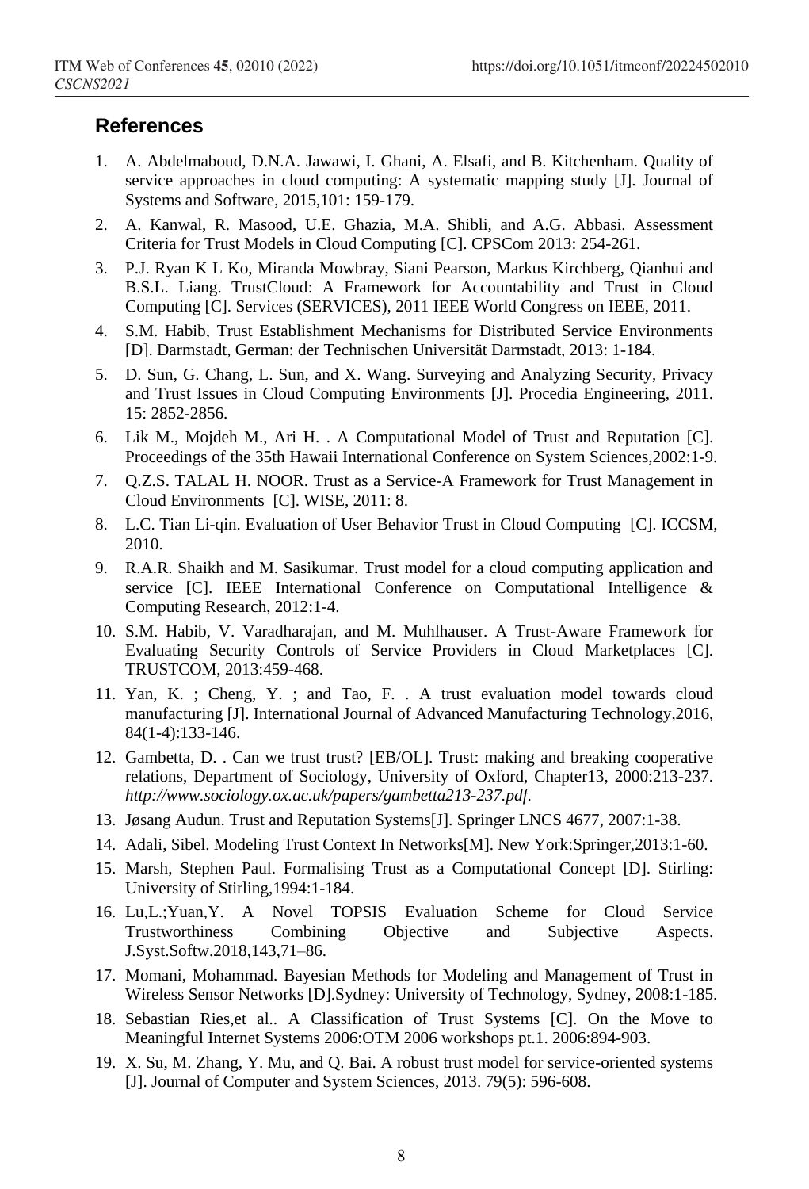## References

1. A. Abdelmaboud, D.N.A. Jawawi, I. Ghani, A. Elsafi, and B. Kitchenham. Quality of service approaches in cloud computing: A systematic mapping study [J]. Journal of Systems and Software, 2015,101: 159-179.
2. A. Kanwal, R. Masood, U.E. Ghazia, M.A. Shibli, and A.G. Abbasi. Assessment Criteria for Trust Models in Cloud Computing [C]. CPSCom 2013: 254-261.
3. P.J. Ryan K L Ko, Miranda Mowbray, Siani Pearson, Markus Kirchberg, Qianhui and B.S.L. Liang. TrustCloud: A Framework for Accountability and Trust in Cloud Computing [C]. Services (SERVICES), 2011 IEEE World Congress on IEEE, 2011.
4. S.M. Habib, Trust Establishment Mechanisms for Distributed Service Environments [D]. Darmstadt, German: der Technischen Universität Darmstadt, 2013: 1-184.
5. D. Sun, G. Chang, L. Sun, and X. Wang. Surveying and Analyzing Security, Privacy and Trust Issues in Cloud Computing Environments [J]. Procedia Engineering, 2011. 15: 2852-2856.
6. Lik M., Mojdeh M., Ari H. . A Computational Model of Trust and Reputation [C]. Proceedings of the 35th Hawaii International Conference on System Sciences,2002:1-9.
7. Q.Z.S. TALAL H. NOOR. Trust as a Service-A Framework for Trust Management in Cloud Environments [C]. WISE, 2011: 8.
8. L.C. Tian Li-qin. Evaluation of User Behavior Trust in Cloud Computing [C]. ICCSM, 2010.
9. R.A.R. Shaikh and M. Sasikumar. Trust model for a cloud computing application and service [C]. IEEE International Conference on Computational Intelligence & Computing Research, 2012:1-4.
10. S.M. Habib, V. Varadharajan, and M. Muhlhauser. A Trust-Aware Framework for Evaluating Security Controls of Service Providers in Cloud Marketplaces [C]. TRUSTCOM, 2013:459-468.
11. Yan, K. ; Cheng, Y. ; and Tao, F. . A trust evaluation model towards cloud manufacturing [J]. International Journal of Advanced Manufacturing Technology,2016, 84(1-4):133-146.
12. Gambetta, D. . Can we trust trust? [EB/OL]. Trust: making and breaking cooperative relations, Department of Sociology, University of Oxford, Chapter13, 2000:213-237. *http://www.sociology.ox.ac.uk/papers/gambetta213-237.pdf.*
13. Jøsang Audun. Trust and Reputation Systems[J]. Springer LNCS 4677, 2007:1-38.
14. Adali, Sibel. Modeling Trust Context In Networks[M]. New York:Springer,2013:1-60.
15. Marsh, Stephen Paul. Formalising Trust as a Computational Concept [D]. Stirling: University of Stirling,1994:1-184.
16. Lu,L.;Yuan,Y. A Novel TOPSIS Evaluation Scheme for Cloud Service Trustworthiness Combining Objective and Subjective Aspects. J.Syst.Softw.2018,143,71–86.
17. Momani, Mohammad. Bayesian Methods for Modeling and Management of Trust in Wireless Sensor Networks [D].Sydney: University of Technology, Sydney, 2008:1-185.
18. Sebastian Ries,et al.. A Classification of Trust Systems [C]. On the Move to Meaningful Internet Systems 2006:OTM 2006 workshops pt.1. 2006:894-903.
19. X. Su, M. Zhang, Y. Mu, and Q. Bai. A robust trust model for service-oriented systems [J]. Journal of Computer and System Sciences, 2013. 79(5): 596-608.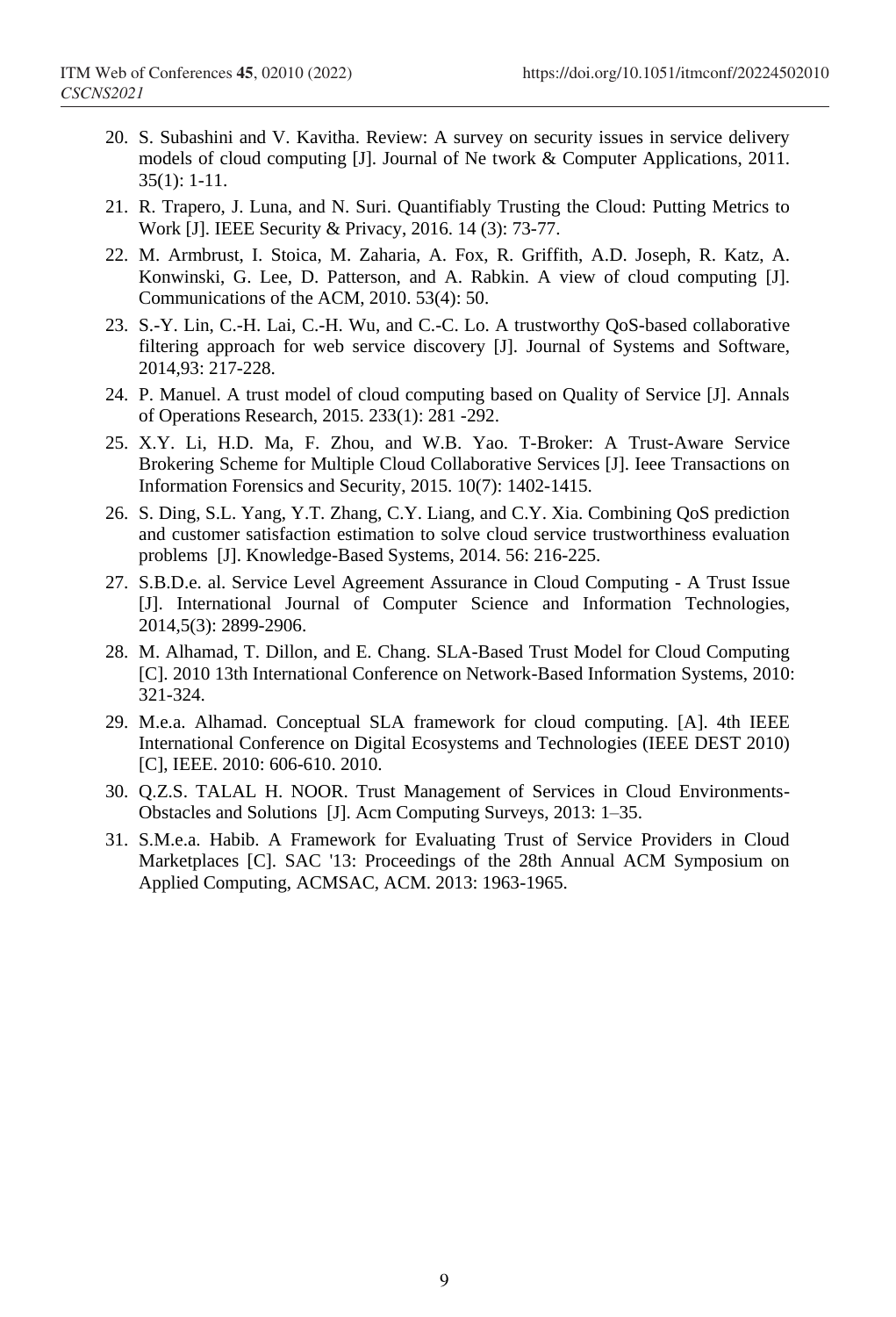20. S. Subashini and V. Kavitha. Review: A survey on security issues in service delivery models of cloud computing [J]. Journal of Ne twork & Computer Applications, 2011. 35(1): 1-11.
21. R. Trapero, J. Luna, and N. Suri. Quantifiably Trusting the Cloud: Putting Metrics to Work [J]. IEEE Security & Privacy, 2016. 14 (3): 73-77.
22. M. Armbrust, I. Stoica, M. Zaharia, A. Fox, R. Griffith, A.D. Joseph, R. Katz, A. Konwinski, G. Lee, D. Patterson, and A. Rabkin. A view of cloud computing [J]. Communications of the ACM, 2010. 53(4): 50.
23. S.-Y. Lin, C.-H. Lai, C.-H. Wu, and C.-C. Lo. A trustworthy QoS-based collaborative filtering approach for web service discovery [J]. Journal of Systems and Software, 2014,93: 217-228.
24. P. Manuel. A trust model of cloud computing based on Quality of Service [J]. Annals of Operations Research, 2015. 233(1): 281 -292.
25. X.Y. Li, H.D. Ma, F. Zhou, and W.B. Yao. T-Broker: A Trust-Aware Service Brokering Scheme for Multiple Cloud Collaborative Services [J]. Ieee Transactions on Information Forensics and Security, 2015. 10(7): 1402-1415.
26. S. Ding, S.L. Yang, Y.T. Zhang, C.Y. Liang, and C.Y. Xia. Combining QoS prediction and customer satisfaction estimation to solve cloud service trustworthiness evaluation problems [J]. Knowledge-Based Systems, 2014. 56: 216-225.
27. S.B.D.e. al. Service Level Agreement Assurance in Cloud Computing - A Trust Issue [J]. International Journal of Computer Science and Information Technologies, 2014,5(3): 2899-2906.
28. M. Alhamad, T. Dillon, and E. Chang. SLA-Based Trust Model for Cloud Computing [C]. 2010 13th International Conference on Network-Based Information Systems, 2010: 321-324.
29. M.e.a. Alhamad. Conceptual SLA framework for cloud computing. [A]. 4th IEEE International Conference on Digital Ecosystems and Technologies (IEEE DEST 2010) [C], IEEE. 2010: 606-610. 2010.
30. Q.Z.S. TALAL H. NOOR. Trust Management of Services in Cloud Environments-Obstacles and Solutions [J]. Acm Computing Surveys, 2013: 1–35.
31. S.M.e.a. Habib. A Framework for Evaluating Trust of Service Providers in Cloud Marketplaces [C]. SAC '13: Proceedings of the 28th Annual ACM Symposium on Applied Computing, ACMSAC, ACM. 2013: 1963-1965.